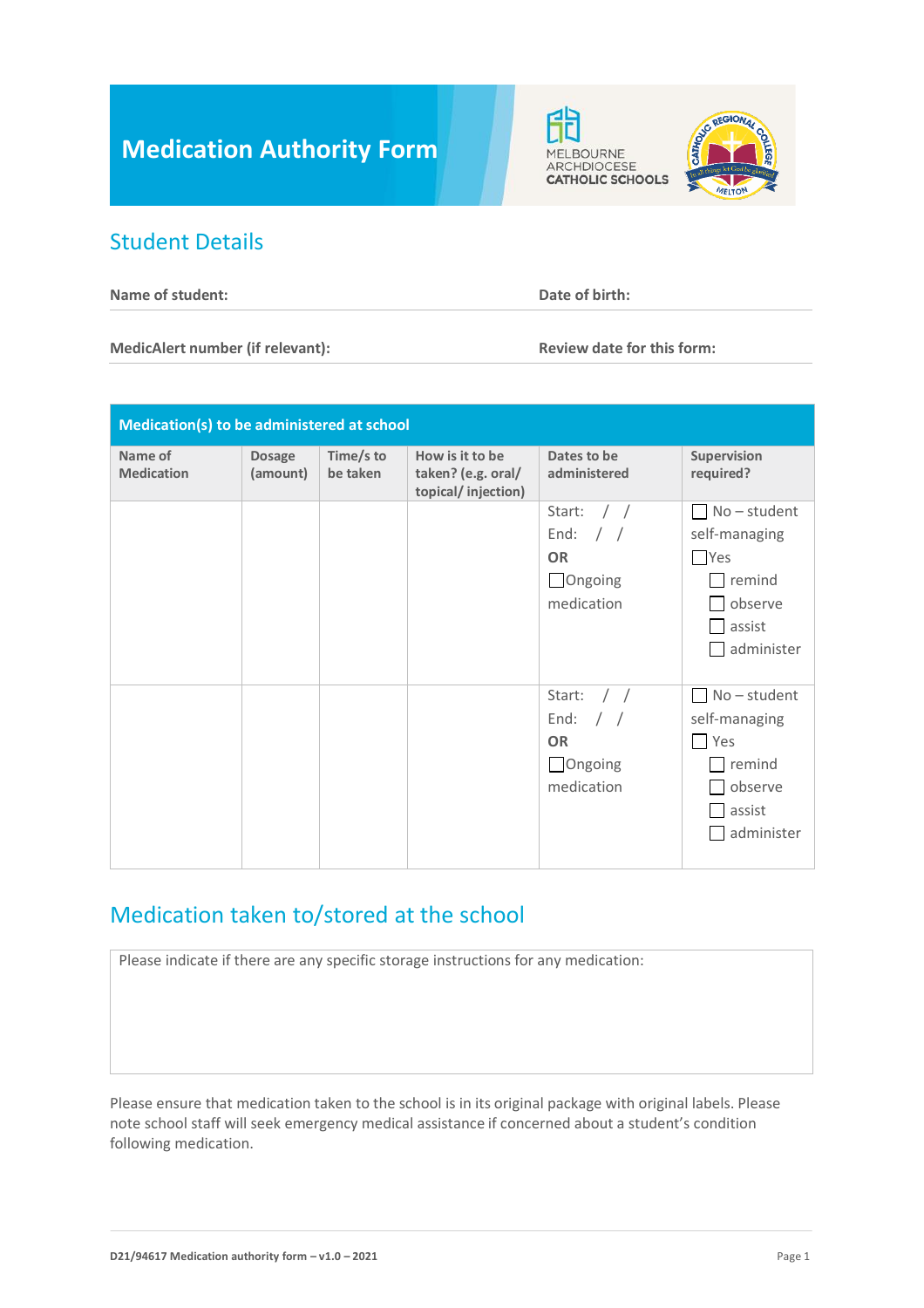# Medication Authority Form

MELBOURNE ARCHDIOCESE CATHOLIC SCHOOLS

## Student Details

**Name of student:** **Date of birth:**

**MedicAlert number (if relevant):** **Review date for this form:**

| **Medication(s) to be administered at school** | | | | | |
|---|---|---|---|---|---|
| **Name of Medication** | **Dosage (amount)** | **Time/s to be taken** | **How is it to be taken? (e.g. oral/ topical/ injection)** | **Dates to be administered** | **Supervision required?** |
| | | | | Start: / / <br> End: / / <br> **OR** <br> ☐Ongoing medication | ☐ No – student self-managing <br> ☐Yes <br> ☐ remind <br> ☐ observe <br> ☐ assist <br> ☐ administer |
| | | | | Start: / / <br> End: / / <br> **OR** <br> ☐Ongoing medication | ☐ No – student self-managing <br> ☐ Yes <br> ☐ remind <br> ☐ observe <br> ☐ assist <br> ☐ administer |

## Medication taken to/stored at the school

Please indicate if there are any specific storage instructions for any medication:

Please ensure that medication taken to the school is in its original package with original labels. Please note school staff will seek emergency medical assistance if concerned about a student's condition following medication.

D21/94617 Medication authority form – v1.0 – 2021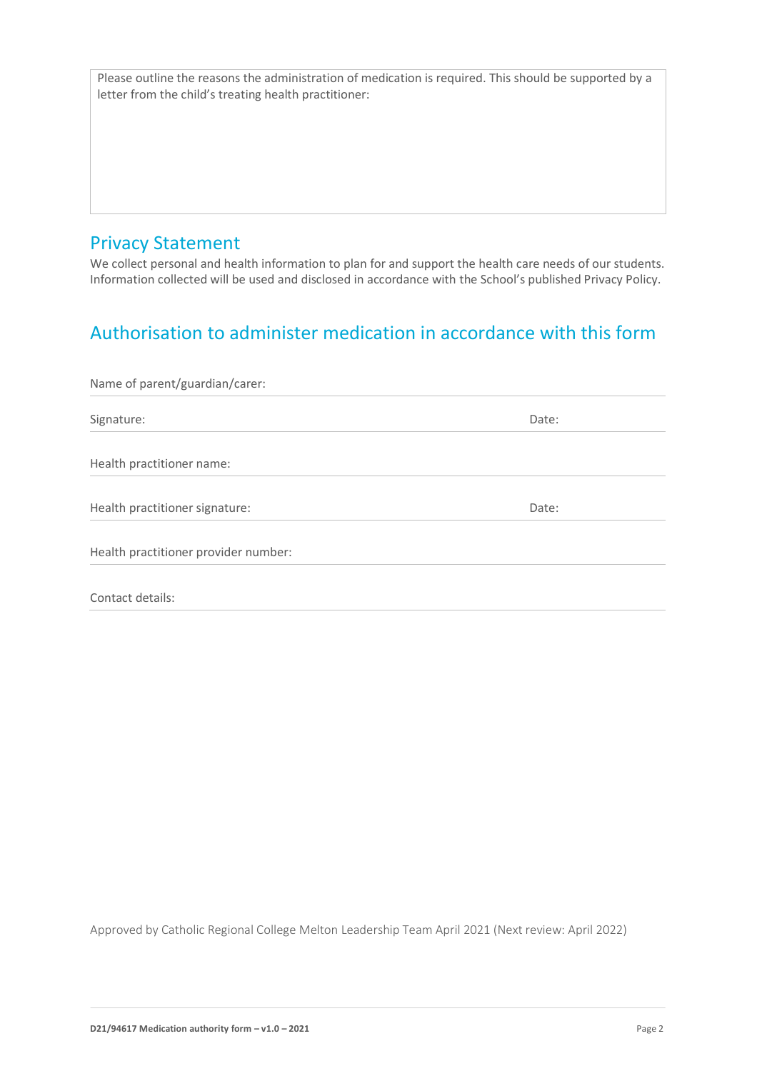Please outline the reasons the administration of medication is required. This should be supported by a letter from the child's treating health practitioner:

## Privacy Statement

We collect personal and health information to plan for and support the health care needs of our students. Information collected will be used and disclosed in accordance with the School's published Privacy Policy.

## Authorisation to administer medication in accordance with this form

Name of parent/guardian/carer:

Signature: Date:

Health practitioner name:

Health practitioner signature: Date:

Health practitioner provider number:

Contact details:

Approved by Catholic Regional College Melton Leadership Team April 2021 (Next review: April 2022)

D21/94617 Medication authority form – v1.0 – 2021